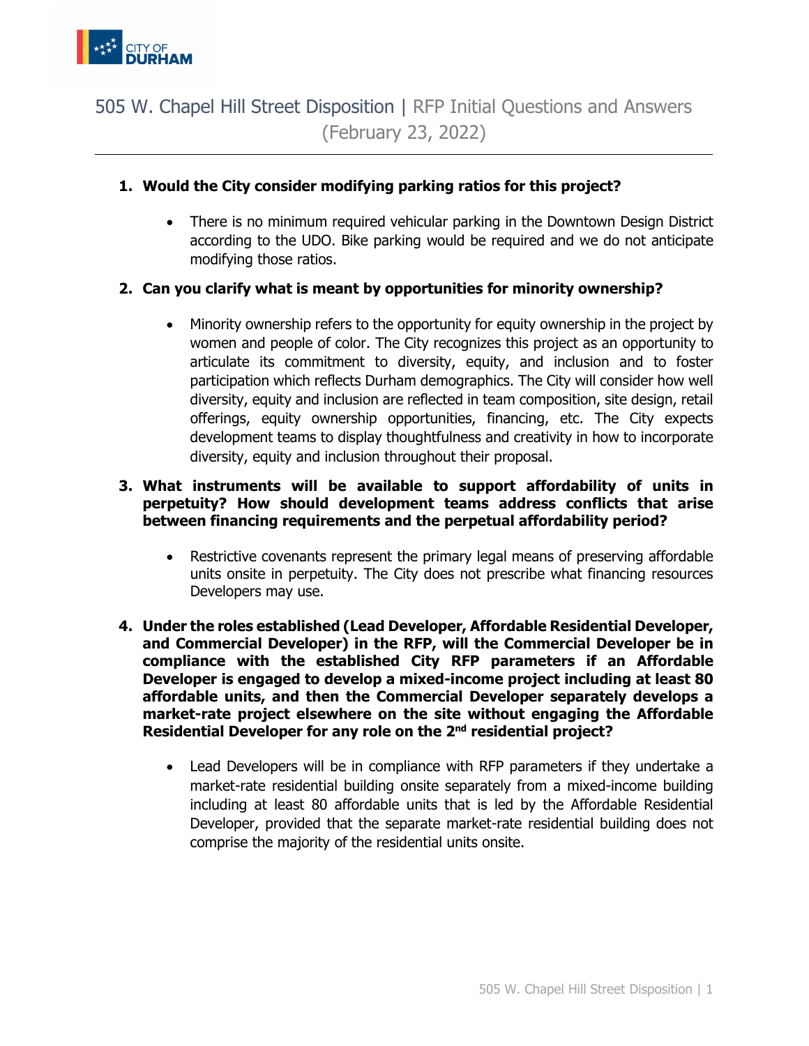# 505 W. Chapel Hill Street Disposition | RFP Initial Questions and Answers (February 23, 2022)

1. **Would the City consider modifying parking ratios for this project?**

   - There is no minimum required vehicular parking in the Downtown Design District according to the UDO. Bike parking would be required and we do not anticipate modifying those ratios.

2. **Can you clarify what is meant by opportunities for minority ownership?**

   - Minority ownership refers to the opportunity for equity ownership in the project by women and people of color. The City recognizes this project as an opportunity to articulate its commitment to diversity, equity, and inclusion and to foster participation which reflects Durham demographics. The City will consider how well diversity, equity and inclusion are reflected in team composition, site design, retail offerings, equity ownership opportunities, financing, etc. The City expects development teams to display thoughtfulness and creativity in how to incorporate diversity, equity and inclusion throughout their proposal.

3. **What instruments will be available to support affordability of units in perpetuity? How should development teams address conflicts that arise between financing requirements and the perpetual affordability period?**

   - Restrictive covenants represent the primary legal means of preserving affordable units onsite in perpetuity. The City does not prescribe what financing resources Developers may use.

4. **Under the roles established (Lead Developer, Affordable Residential Developer, and Commercial Developer) in the RFP, will the Commercial Developer be in compliance with the established City RFP parameters if an Affordable Developer is engaged to develop a mixed-income project including at least 80 affordable units, and then the Commercial Developer separately develops a market-rate project elsewhere on the site without engaging the Affordable Residential Developer for any role on the 2nd residential project?**

   - Lead Developers will be in compliance with RFP parameters if they undertake a market-rate residential building onsite separately from a mixed-income building including at least 80 affordable units that is led by the Affordable Residential Developer, provided that the separate market-rate residential building does not comprise the majority of the residential units onsite.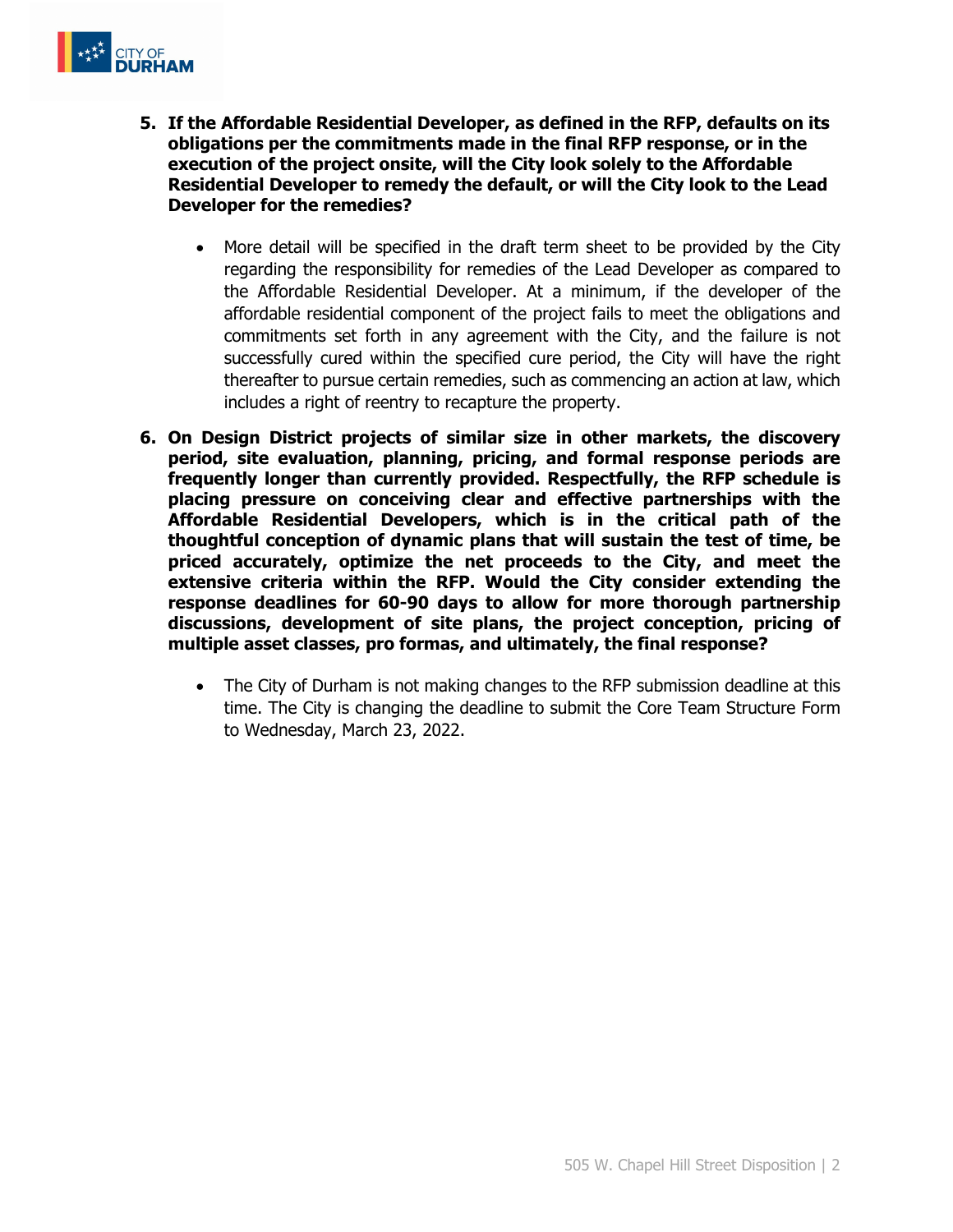5. **If the Affordable Residential Developer, as defined in the RFP, defaults on its obligations per the commitments made in the final RFP response, or in the execution of the project onsite, will the City look solely to the Affordable Residential Developer to remedy the default, or will the City look to the Lead Developer for the remedies?**

    - More detail will be specified in the draft term sheet to be provided by the City regarding the responsibility for remedies of the Lead Developer as compared to the Affordable Residential Developer. At a minimum, if the developer of the affordable residential component of the project fails to meet the obligations and commitments set forth in any agreement with the City, and the failure is not successfully cured within the specified cure period, the City will have the right thereafter to pursue certain remedies, such as commencing an action at law, which includes a right of reentry to recapture the property.

6. **On Design District projects of similar size in other markets, the discovery period, site evaluation, planning, pricing, and formal response periods are frequently longer than currently provided. Respectfully, the RFP schedule is placing pressure on conceiving clear and effective partnerships with the Affordable Residential Developers, which is in the critical path of the thoughtful conception of dynamic plans that will sustain the test of time, be priced accurately, optimize the net proceeds to the City, and meet the extensive criteria within the RFP. Would the City consider extending the response deadlines for 60-90 days to allow for more thorough partnership discussions, development of site plans, the project conception, pricing of multiple asset classes, pro formas, and ultimately, the final response?**

    - The City of Durham is not making changes to the RFP submission deadline at this time. The City is changing the deadline to submit the Core Team Structure Form to Wednesday, March 23, 2022.